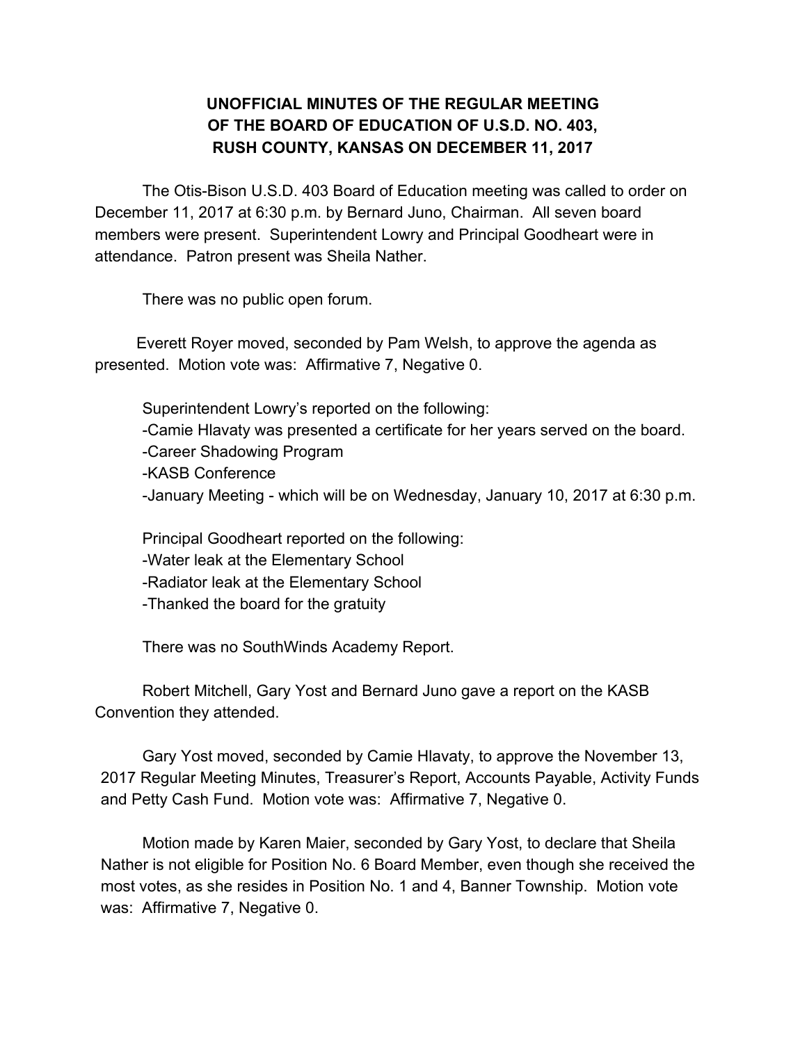# UNOFFICIAL MINUTES OF THE REGULAR MEETING OF THE BOARD OF EDUCATION OF U.S.D. NO. 403, RUSH COUNTY, KANSAS ON DECEMBER 11, 2017

The Otis-Bison U.S.D. 403 Board of Education meeting was called to order on December 11, 2017 at 6:30 p.m. by Bernard Juno, Chairman. All seven board members were present. Superintendent Lowry and Principal Goodheart were in attendance. Patron present was Sheila Nather.

There was no public open forum.

Everett Royer moved, seconded by Pam Welsh, to approve the agenda as presented. Motion vote was: Affirmative 7, Negative 0.

Superintendent Lowry's reported on the following:
- Camie Hlavaty was presented a certificate for her years served on the board.
- Career Shadowing Program
- KASB Conference
- January Meeting - which will be on Wednesday, January 10, 2017 at 6:30 p.m.

Principal Goodheart reported on the following:
- Water leak at the Elementary School
- Radiator leak at the Elementary School
- Thanked the board for the gratuity

There was no SouthWinds Academy Report.

Robert Mitchell, Gary Yost and Bernard Juno gave a report on the KASB Convention they attended.

Gary Yost moved, seconded by Camie Hlavaty, to approve the November 13, 2017 Regular Meeting Minutes, Treasurer's Report, Accounts Payable, Activity Funds and Petty Cash Fund. Motion vote was: Affirmative 7, Negative 0.

Motion made by Karen Maier, seconded by Gary Yost, to declare that Sheila Nather is not eligible for Position No. 6 Board Member, even though she received the most votes, as she resides in Position No. 1 and 4, Banner Township. Motion vote was: Affirmative 7, Negative 0.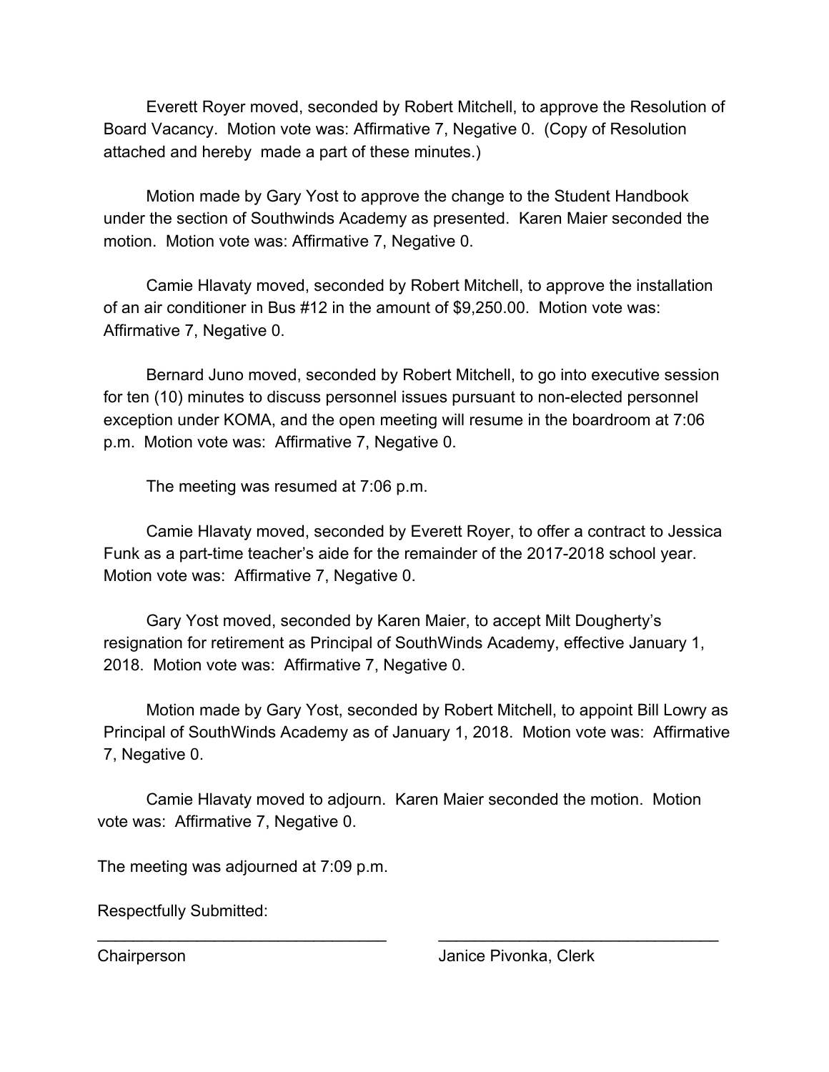Everett Royer moved, seconded by Robert Mitchell, to approve the Resolution of Board Vacancy. Motion vote was: Affirmative 7, Negative 0. (Copy of Resolution attached and hereby made a part of these minutes.)

Motion made by Gary Yost to approve the change to the Student Handbook under the section of Southwinds Academy as presented. Karen Maier seconded the motion. Motion vote was: Affirmative 7, Negative 0.

Camie Hlavaty moved, seconded by Robert Mitchell, to approve the installation of an air conditioner in Bus #12 in the amount of $9,250.00. Motion vote was: Affirmative 7, Negative 0.

Bernard Juno moved, seconded by Robert Mitchell, to go into executive session for ten (10) minutes to discuss personnel issues pursuant to non-elected personnel exception under KOMA, and the open meeting will resume in the boardroom at 7:06 p.m. Motion vote was: Affirmative 7, Negative 0.

The meeting was resumed at 7:06 p.m.

Camie Hlavaty moved, seconded by Everett Royer, to offer a contract to Jessica Funk as a part-time teacher's aide for the remainder of the 2017-2018 school year. Motion vote was: Affirmative 7, Negative 0.

Gary Yost moved, seconded by Karen Maier, to accept Milt Dougherty's resignation for retirement as Principal of SouthWinds Academy, effective January 1, 2018. Motion vote was: Affirmative 7, Negative 0.

Motion made by Gary Yost, seconded by Robert Mitchell, to appoint Bill Lowry as Principal of SouthWinds Academy as of January 1, 2018. Motion vote was: Affirmative 7, Negative 0.

Camie Hlavaty moved to adjourn. Karen Maier seconded the motion. Motion vote was: Affirmative 7, Negative 0.

The meeting was adjourned at 7:09 p.m.

Respectfully Submitted:

\_\_\_\_\_\_\_\_\_\_\_\_\_\_\_\_\_\_\_\_\_\_\_\_\_\_\_\_\_\_\_\_ \_\_\_\_\_\_\_\_\_\_\_\_\_\_\_\_\_\_\_\_\_\_\_\_\_\_\_\_\_\_\_\_

Chairperson Janice Pivonka, Clerk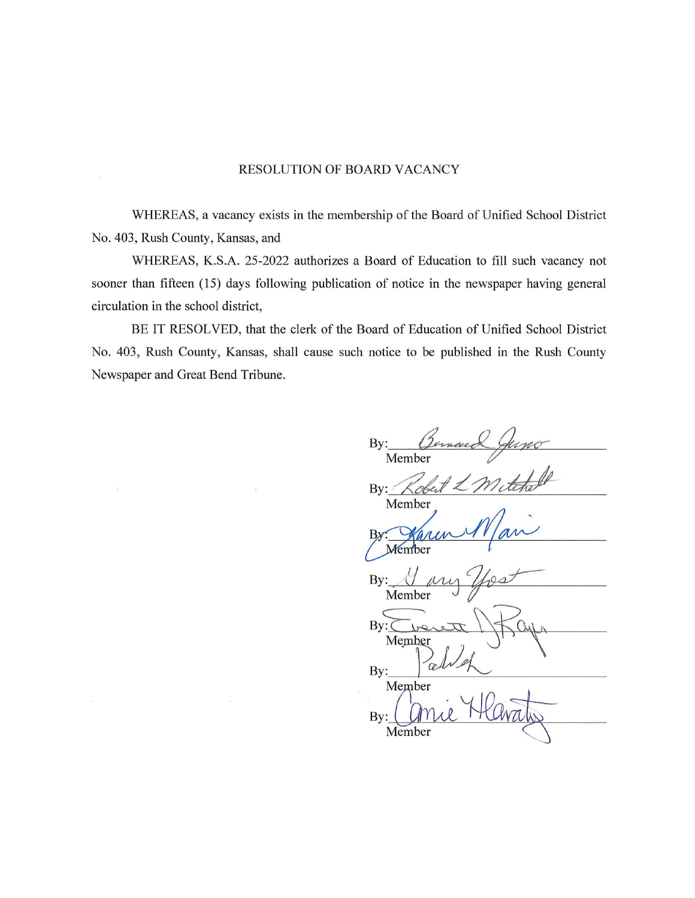RESOLUTION OF BOARD VACANCY

WHEREAS, a vacancy exists in the membership of the Board of Unified School District No. 403, Rush County, Kansas, and

WHEREAS, K.S.A. 25-2022 authorizes a Board of Education to fill such vacancy not sooner than fifteen (15) days following publication of notice in the newspaper having general circulation in the school district,

BE IT RESOLVED, that the clerk of the Board of Education of Unified School District No. 403, Rush County, Kansas, shall cause such notice to be published in the Rush County Newspaper and Great Bend Tribune.

By: Bernard Juno
Member

By: Robert L Mitchell
Member

By: Karen Mai
Member

By: Gary Yost
Member

By: Everett J Rays
Member

By: Parker
Member

By: Carrie Hlavaty
Member